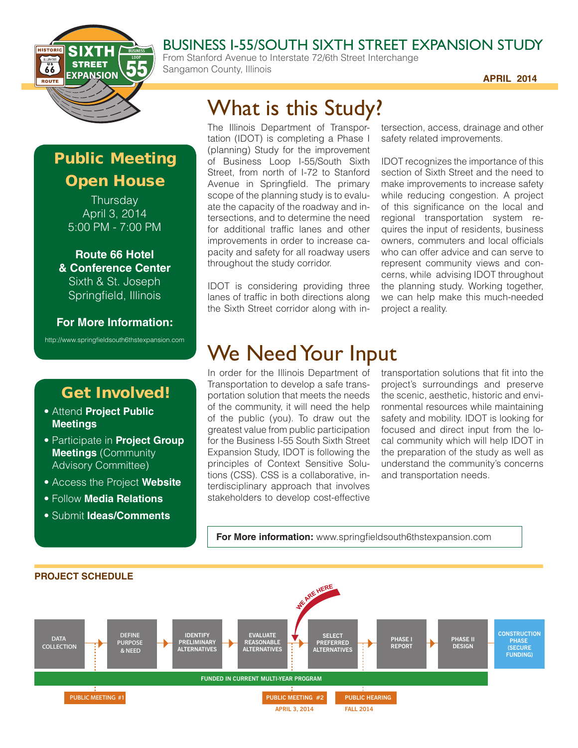# BUSINESS I-55/SOUTH SIXTH STREET EXPANSION STUDY

From Stanford Avenue to Interstate 72/6th Street Interchange
Sangamon County, Illinois

**APRIL 2014**

## Public Meeting Open House

Thursday
April 3, 2014
5:00 PM - 7:00 PM

**Route 66 Hotel & Conference Center**
Sixth & St. Joseph
Springfield, Illinois

**For More Information:**

http://www.springfieldsouth6thstexpansion.com

## Get Involved!

- Attend **Project Public Meetings**
- Participate in **Project Group Meetings** (Community Advisory Committee)
- Access the Project **Website**
- Follow **Media Relations**
- Submit **Ideas/Comments**

# What is this Study?

The Illinois Department of Transportation (IDOT) is completing a Phase I (planning) Study for the improvement of Business Loop I-55/South Sixth Street, from north of I-72 to Stanford Avenue in Springfield. The primary scope of the planning study is to evaluate the capacity of the roadway and intersections, and to determine the need for additional traffic lanes and other improvements in order to increase capacity and safety for all roadway users throughout the study corridor.

IDOT is considering providing three lanes of traffic in both directions along the Sixth Street corridor along with intersection, access, drainage and other safety related improvements.

IDOT recognizes the importance of this section of Sixth Street and the need to make improvements to increase safety while reducing congestion. A project of this significance on the local and regional transportation system requires the input of residents, business owners, commuters and local officials who can offer advice and can serve to represent community views and concerns, while advising IDOT throughout the planning study. Working together, we can help make this much-needed project a reality.

# We Need Your Input

In order for the Illinois Department of Transportation to develop a safe transportation solution that meets the needs of the community, it will need the help of the public (you). To draw out the greatest value from public participation for the Business I-55 South Sixth Street Expansion Study, IDOT is following the principles of Context Sensitive Solutions (CSS). CSS is a collaborative, interdisciplinary approach that involves stakeholders to develop cost-effective transportation solutions that fit into the project's surroundings and preserve the scenic, aesthetic, historic and environmental resources while maintaining safety and mobility. IDOT is looking for focused and direct input from the local community which will help IDOT in the preparation of the study as well as understand the community's concerns and transportation needs.

**For More information:** www.springfieldsouth6thstexpansion.com

**PROJECT SCHEDULE**

DATA COLLECTION → DEFINE PURPOSE & NEED → IDENTIFY PRELIMINARY ALTERNATIVES → EVALUATE REASONABLE ALTERNATIVES → (WE ARE HERE) → SELECT PREFERRED ALTERNATIVES → PHASE I REPORT → PHASE II DESIGN → CONSTRUCTION PHASE (SECURE FUNDING)

FUNDED IN CURRENT MULTI-YEAR PROGRAM

- PUBLIC MEETING #1
- PUBLIC MEETING #2 — APRIL 3, 2014
- PUBLIC HEARING — FALL 2014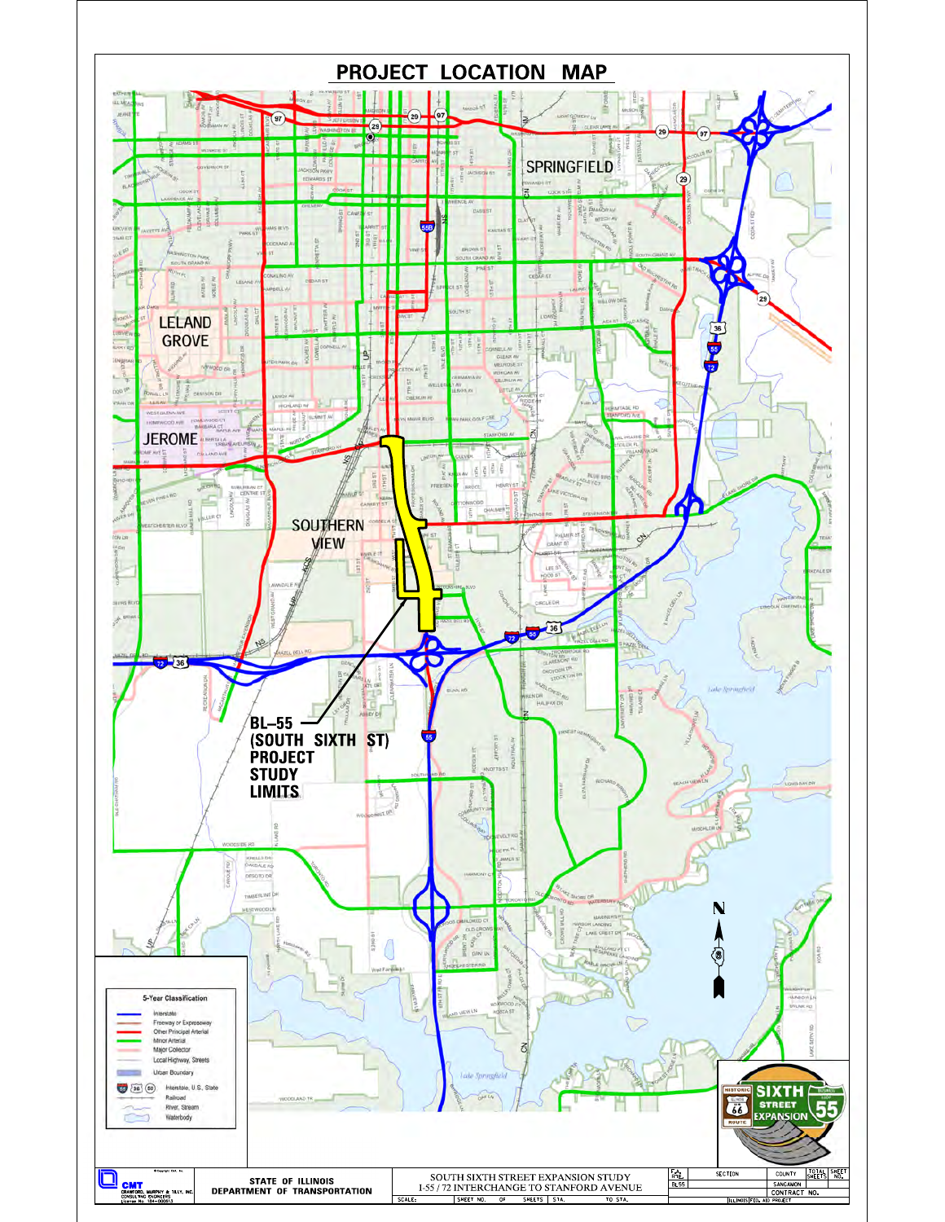# PROJECT LOCATION MAP

SPRINGFIELD

LELAND GROVE

JEROME

SOUTHERN VIEW

BL-55 (SOUTH SIXTH ST) PROJECT STUDY LIMITS

Lake Springfield

N

5-Year Classification

- Interstate
- Freeway or Expressway
- Other Principal Arterial
- Minor Arterial
- Major Collector
- Local Highway, Streets
- Urban Boundary
- 55 36 60 Interstate, U.S., State
- Railroad
- River, Stream
- Waterbody

HISTORIC ILLINOIS US 66 ROUTE

SIXTH STREET EXPANSION BUSINESS LOOP 55

CMT CRAWFORD, MURPHY & TILLY, INC. CONSULTING ENGINEERS License No. 184-000613

STATE OF ILLINOIS
DEPARTMENT OF TRANSPORTATION

SOUTH SIXTH STREET EXPANSION STUDY
I-55 / 72 INTERCHANGE TO STANFORD AVENUE

| F.A. RTE. | SECTION | COUNTY | TOTAL SHEETS | SHEET NO. |
|---|---|---|---|---|
| BL55 | | SANGAMON | | |
| | | CONTRACT NO. | | |
| | ILLINOIS FED. AID PROJECT | | | |

SCALE: | SHEET NO. OF SHEETS | STA. TO STA.